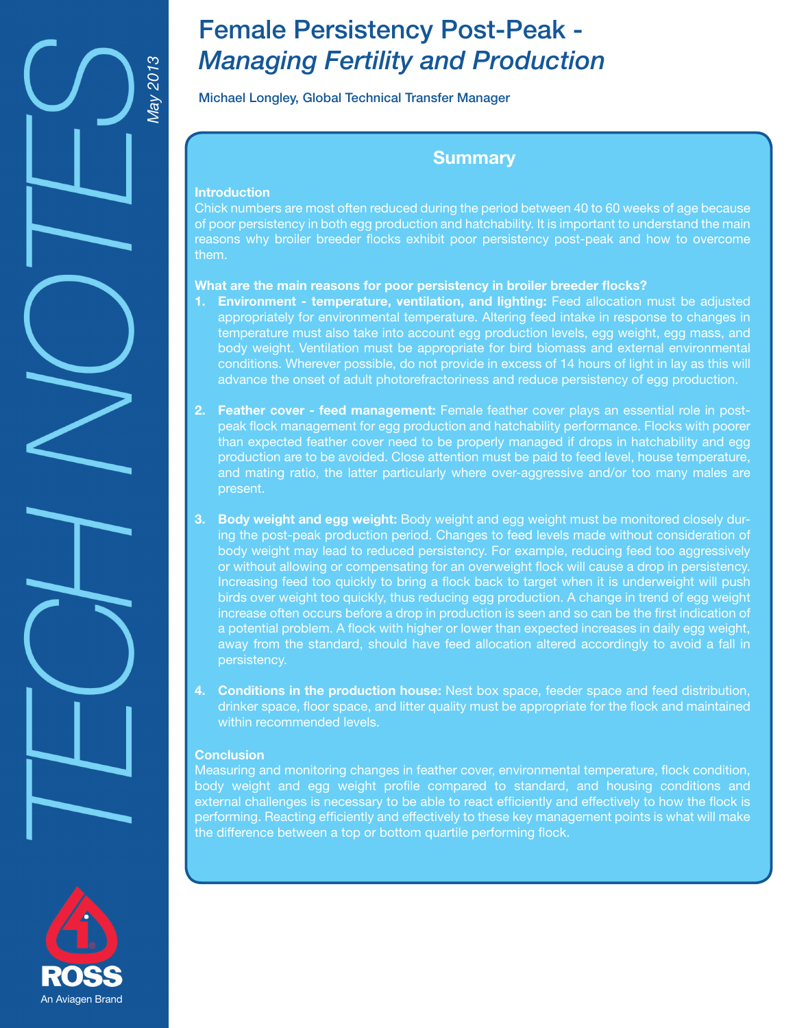# Female Persistency Post-Peak - *Managing Fertility and Production*

May 2013

Michael Longley, Global Technical Transfer Manager

## Summary

**Introduction**

Chick numbers are most often reduced during the period between 40 to 60 weeks of age because of poor persistency in both egg production and hatchability. It is important to understand the main reasons why broiler breeder flocks exhibit poor persistency post-peak and how to overcome them.

**What are the main reasons for poor persistency in broiler breeder flocks?**

1. **Environment - temperature, ventilation, and lighting:** Feed allocation must be adjusted appropriately for environmental temperature. Altering feed intake in response to changes in temperature must also take into account egg production levels, egg weight, egg mass, and body weight. Ventilation must be appropriate for bird biomass and external environmental conditions. Wherever possible, do not provide in excess of 14 hours of light in lay as this will advance the onset of adult photorefractoriness and reduce persistency of egg production.

2. **Feather cover - feed management:** Female feather cover plays an essential role in post-peak flock management for egg production and hatchability performance. Flocks with poorer than expected feather cover need to be properly managed if drops in hatchability and egg production are to be avoided. Close attention must be paid to feed level, house temperature, and mating ratio, the latter particularly where over-aggressive and/or too many males are present.

3. **Body weight and egg weight:** Body weight and egg weight must be monitored closely during the post-peak production period. Changes to feed levels made without consideration of body weight may lead to reduced persistency. For example, reducing feed too aggressively or without allowing or compensating for an overweight flock will cause a drop in persistency. Increasing feed too quickly to bring a flock back to target when it is underweight will push birds over weight too quickly, thus reducing egg production. A change in trend of egg weight increase often occurs before a drop in production is seen and so can be the first indication of a potential problem. A flock with higher or lower than expected increases in daily egg weight, away from the standard, should have feed allocation altered accordingly to avoid a fall in persistency.

4. **Conditions in the production house:** Nest box space, feeder space and feed distribution, drinker space, floor space, and litter quality must be appropriate for the flock and maintained within recommended levels.

**Conclusion**

Measuring and monitoring changes in feather cover, environmental temperature, flock condition, body weight and egg weight profile compared to standard, and housing conditions and external challenges is necessary to be able to react efficiently and effectively to how the flock is performing. Reacting efficiently and effectively to these key management points is what will make the difference between a top or bottom quartile performing flock.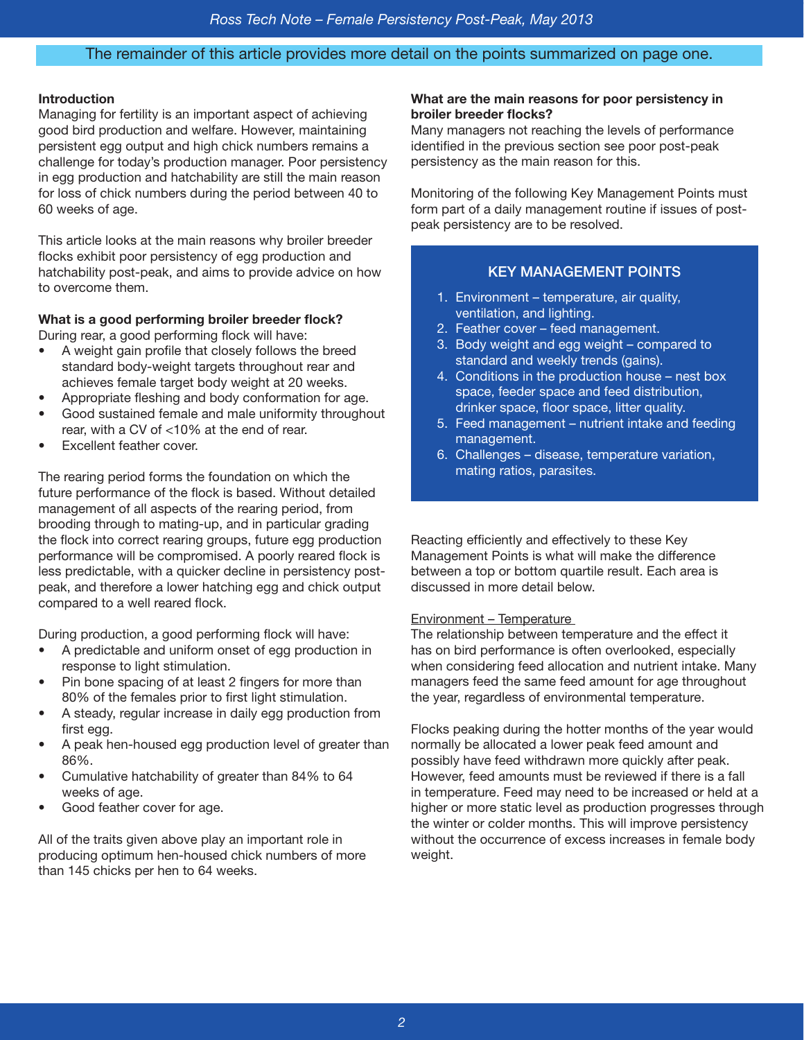The remainder of this article provides more detail on the points summarized on page one.

**Introduction**

Managing for fertility is an important aspect of achieving good bird production and welfare. However, maintaining persistent egg output and high chick numbers remains a challenge for today's production manager. Poor persistency in egg production and hatchability are still the main reason for loss of chick numbers during the period between 40 to 60 weeks of age.

This article looks at the main reasons why broiler breeder flocks exhibit poor persistency of egg production and hatchability post-peak, and aims to provide advice on how to overcome them.

**What is a good performing broiler breeder flock?**

During rear, a good performing flock will have:

- A weight gain profile that closely follows the breed standard body-weight targets throughout rear and achieves female target body weight at 20 weeks.
- Appropriate fleshing and body conformation for age.
- Good sustained female and male uniformity throughout rear, with a CV of <10% at the end of rear.
- Excellent feather cover.

The rearing period forms the foundation on which the future performance of the flock is based. Without detailed management of all aspects of the rearing period, from brooding through to mating-up, and in particular grading the flock into correct rearing groups, future egg production performance will be compromised. A poorly reared flock is less predictable, with a quicker decline in persistency post-peak, and therefore a lower hatching egg and chick output compared to a well reared flock.

During production, a good performing flock will have:

- A predictable and uniform onset of egg production in response to light stimulation.
- Pin bone spacing of at least 2 fingers for more than 80% of the females prior to first light stimulation.
- A steady, regular increase in daily egg production from first egg.
- A peak hen-housed egg production level of greater than 86%.
- Cumulative hatchability of greater than 84% to 64 weeks of age.
- Good feather cover for age.

All of the traits given above play an important role in producing optimum hen-housed chick numbers of more than 145 chicks per hen to 64 weeks.

**What are the main reasons for poor persistency in broiler breeder flocks?**

Many managers not reaching the levels of performance identified in the previous section see poor post-peak persistency as the main reason for this.

Monitoring of the following Key Management Points must form part of a daily management routine if issues of post-peak persistency are to be resolved.

**KEY MANAGEMENT POINTS**

1. Environment – temperature, air quality, ventilation, and lighting.
2. Feather cover – feed management.
3. Body weight and egg weight – compared to standard and weekly trends (gains).
4. Conditions in the production house – nest box space, feeder space and feed distribution, drinker space, floor space, litter quality.
5. Feed management – nutrient intake and feeding management.
6. Challenges – disease, temperature variation, mating ratios, parasites.

Reacting efficiently and effectively to these Key Management Points is what will make the difference between a top or bottom quartile result. Each area is discussed in more detail below.

Environment – Temperature

The relationship between temperature and the effect it has on bird performance is often overlooked, especially when considering feed allocation and nutrient intake. Many managers feed the same feed amount for age throughout the year, regardless of environmental temperature.

Flocks peaking during the hotter months of the year would normally be allocated a lower peak feed amount and possibly have feed withdrawn more quickly after peak. However, feed amounts must be reviewed if there is a fall in temperature. Feed may need to be increased or held at a higher or more static level as production progresses through the winter or colder months. This will improve persistency without the occurrence of excess increases in female body weight.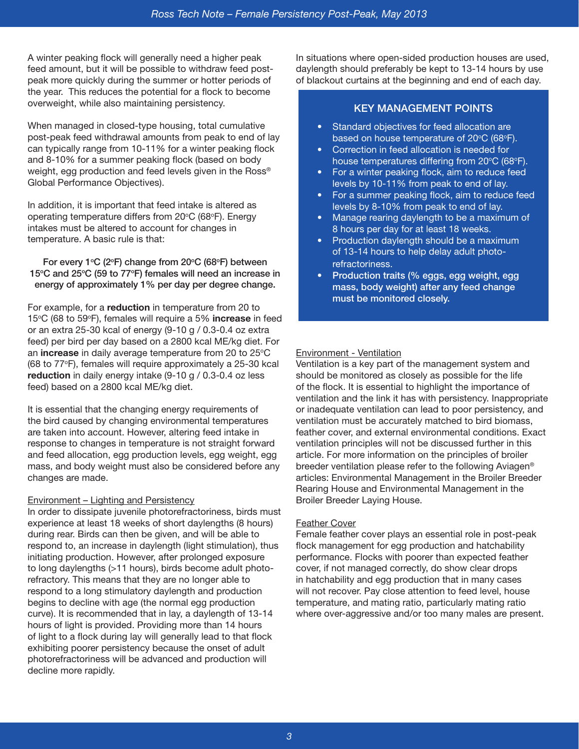A winter peaking flock will generally need a higher peak feed amount, but it will be possible to withdraw feed post-peak more quickly during the summer or hotter periods of the year. This reduces the potential for a flock to become overweight, while also maintaining persistency.

When managed in closed-type housing, total cumulative post-peak feed withdrawal amounts from peak to end of lay can typically range from 10-11% for a winter peaking flock and 8-10% for a summer peaking flock (based on body weight, egg production and feed levels given in the Ross® Global Performance Objectives).

In addition, it is important that feed intake is altered as operating temperature differs from 20°C (68°F). Energy intakes must be altered to account for changes in temperature. A basic rule is that:

**For every 1°C (2°F) change from 20°C (68°F) between 15°C and 25°C (59 to 77°F) females will need an increase in energy of approximately 1% per day per degree change.**

For example, for a **reduction** in temperature from 20 to 15°C (68 to 59°F), females will require a 5% **increase** in feed or an extra 25-30 kcal of energy (9-10 g / 0.3-0.4 oz extra feed) per bird per day based on a 2800 kcal ME/kg diet. For an **increase** in daily average temperature from 20 to 25°C (68 to 77°F), females will require approximately a 25-30 kcal **reduction** in daily energy intake (9-10 g / 0.3-0.4 oz less feed) based on a 2800 kcal ME/kg diet.

It is essential that the changing energy requirements of the bird caused by changing environmental temperatures are taken into account. However, altering feed intake in response to changes in temperature is not straight forward and feed allocation, egg production levels, egg weight, egg mass, and body weight must also be considered before any changes are made.

## Environment – Lighting and Persistency

In order to dissipate juvenile photorefractoriness, birds must experience at least 18 weeks of short daylengths (8 hours) during rear. Birds can then be given, and will be able to respond to, an increase in daylength (light stimulation), thus initiating production. However, after prolonged exposure to long daylengths (>11 hours), birds become adult photo-refractory. This means that they are no longer able to respond to a long stimulatory daylength and production begins to decline with age (the normal egg production curve). It is recommended that in lay, a daylength of 13-14 hours of light is provided. Providing more than 14 hours of light to a flock during lay will generally lead to that flock exhibiting poorer persistency because the onset of adult photorefractoriness will be advanced and production will decline more rapidly.

In situations where open-sided production houses are used, daylength should preferably be kept to 13-14 hours by use of blackout curtains at the beginning and end of each day.

### KEY MANAGEMENT POINTS

- Standard objectives for feed allocation are based on house temperature of 20°C (68°F).
- Correction in feed allocation is needed for house temperatures differing from 20°C (68°F).
- For a winter peaking flock, aim to reduce feed levels by 10-11% from peak to end of lay.
- For a summer peaking flock, aim to reduce feed levels by 8-10% from peak to end of lay.
- Manage rearing daylength to be a maximum of 8 hours per day for at least 18 weeks.
- Production daylength should be a maximum of 13-14 hours to help delay adult photo-refractoriness.
- **Production traits (% eggs, egg weight, egg mass, body weight) after any feed change must be monitored closely.**

## Environment - Ventilation

Ventilation is a key part of the management system and should be monitored as closely as possible for the life of the flock. It is essential to highlight the importance of ventilation and the link it has with persistency. Inappropriate or inadequate ventilation can lead to poor persistency, and ventilation must be accurately matched to bird biomass, feather cover, and external environmental conditions. Exact ventilation principles will not be discussed further in this article. For more information on the principles of broiler breeder ventilation please refer to the following Aviagen® articles: Environmental Management in the Broiler Breeder Rearing House and Environmental Management in the Broiler Breeder Laying House.

## Feather Cover

Female feather cover plays an essential role in post-peak flock management for egg production and hatchability performance. Flocks with poorer than expected feather cover, if not managed correctly, do show clear drops in hatchability and egg production that in many cases will not recover. Pay close attention to feed level, house temperature, and mating ratio, particularly mating ratio where over-aggressive and/or too many males are present.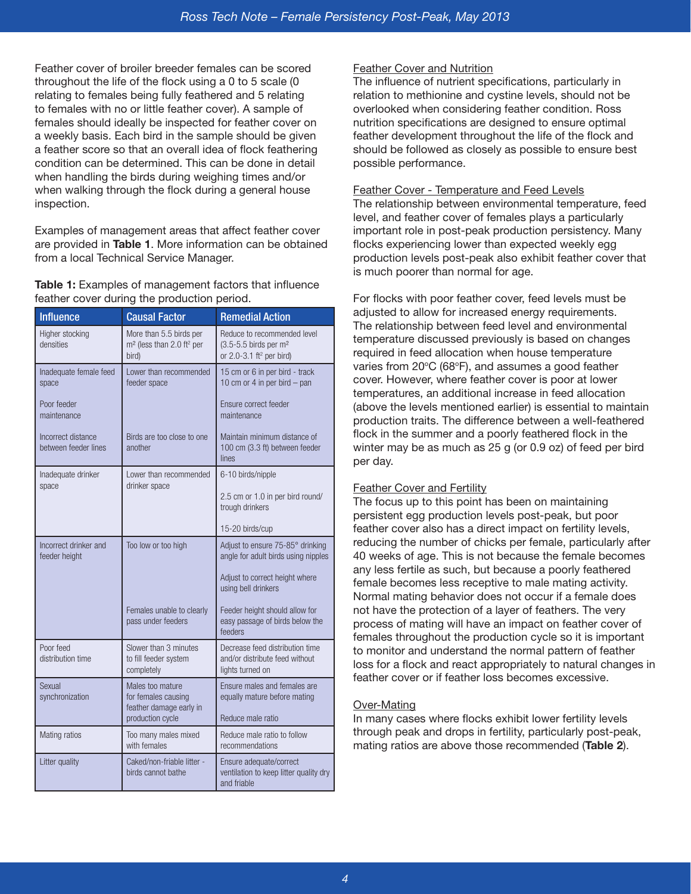Feather cover of broiler breeder females can be scored throughout the life of the flock using a 0 to 5 scale (0 relating to females being fully feathered and 5 relating to females with no or little feather cover). A sample of females should ideally be inspected for feather cover on a weekly basis. Each bird in the sample should be given a feather score so that an overall idea of flock feathering condition can be determined. This can be done in detail when handling the birds during weighing times and/or when walking through the flock during a general house inspection.

Examples of management areas that affect feather cover are provided in **Table 1**. More information can be obtained from a local Technical Service Manager.

**Table 1:** Examples of management factors that influence feather cover during the production period.

| Influence | Causal Factor | Remedial Action |
|---|---|---|
| Higher stocking densities | More than 5.5 birds per m² (less than 2.0 ft² per bird) | Reduce to recommended level (3.5-5.5 birds per m² or 2.0-3.1 ft² per bird) |
| Inadequate female feed space | Lower than recommended feeder space | 15 cm or 6 in per bird - track<br>10 cm or 4 in per bird – pan |
| Poor feeder maintenance | | Ensure correct feeder maintenance |
| Incorrect distance between feeder lines | Birds are too close to one another | Maintain minimum distance of 100 cm (3.3 ft) between feeder lines |
| Inadequate drinker space | Lower than recommended drinker space | 6-10 birds/nipple<br>2.5 cm or 1.0 in per bird round/trough drinkers<br>15-20 birds/cup |
| Incorrect drinker and feeder height | Too low or too high | Adjust to ensure 75-85° drinking angle for adult birds using nipples<br>Adjust to correct height where using bell drinkers |
| | Females unable to clearly pass under feeders | Feeder height should allow for easy passage of birds below the feeders |
| Poor feed distribution time | Slower than 3 minutes to fill feeder system completely | Decrease feed distribution time and/or distribute feed without lights turned on |
| Sexual synchronization | Males too mature for females causing feather damage early in production cycle | Ensure males and females are equally mature before mating<br>Reduce male ratio |
| Mating ratios | Too many males mixed with females | Reduce male ratio to follow recommendations |
| Litter quality | Caked/non-friable litter - birds cannot bathe | Ensure adequate/correct ventilation to keep litter quality dry and friable |

## Feather Cover and Nutrition

The influence of nutrient specifications, particularly in relation to methionine and cystine levels, should not be overlooked when considering feather condition. Ross nutrition specifications are designed to ensure optimal feather development throughout the life of the flock and should be followed as closely as possible to ensure best possible performance.

## Feather Cover - Temperature and Feed Levels

The relationship between environmental temperature, feed level, and feather cover of females plays a particularly important role in post-peak production persistency. Many flocks experiencing lower than expected weekly egg production levels post-peak also exhibit feather cover that is much poorer than normal for age.

For flocks with poor feather cover, feed levels must be adjusted to allow for increased energy requirements. The relationship between feed level and environmental temperature discussed previously is based on changes required in feed allocation when house temperature varies from 20°C (68°F), and assumes a good feather cover. However, where feather cover is poor at lower temperatures, an additional increase in feed allocation (above the levels mentioned earlier) is essential to maintain production traits. The difference between a well-feathered flock in the summer and a poorly feathered flock in the winter may be as much as 25 g (or 0.9 oz) of feed per bird per day.

## Feather Cover and Fertility

The focus up to this point has been on maintaining persistent egg production levels post-peak, but poor feather cover also has a direct impact on fertility levels, reducing the number of chicks per female, particularly after 40 weeks of age. This is not because the female becomes any less fertile as such, but because a poorly feathered female becomes less receptive to male mating activity. Normal mating behavior does not occur if a female does not have the protection of a layer of feathers. The very process of mating will have an impact on feather cover of females throughout the production cycle so it is important to monitor and understand the normal pattern of feather loss for a flock and react appropriately to natural changes in feather cover or if feather loss becomes excessive.

## Over-Mating

In many cases where flocks exhibit lower fertility levels through peak and drops in fertility, particularly post-peak, mating ratios are above those recommended (**Table 2**).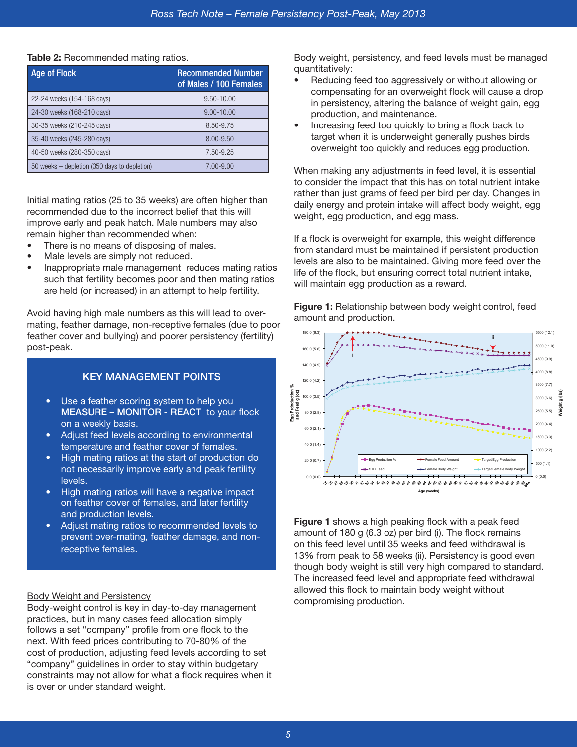**Table 2:** Recommended mating ratios.

| Age of Flock | Recommended Number of Males / 100 Females |
|---|---|
| 22-24 weeks (154-168 days) | 9.50-10.00 |
| 24-30 weeks (168-210 days) | 9.00-10.00 |
| 30-35 weeks (210-245 days) | 8.50-9.75 |
| 35-40 weeks (245-280 days) | 8.00-9.50 |
| 40-50 weeks (280-350 days) | 7.50-9.25 |
| 50 weeks – depletion (350 days to depletion) | 7.00-9.00 |

Initial mating ratios (25 to 35 weeks) are often higher than recommended due to the incorrect belief that this will improve early and peak hatch. Male numbers may also remain higher than recommended when:

- There is no means of disposing of males.
- Male levels are simply not reduced.
- Inappropriate male management reduces mating ratios such that fertility becomes poor and then mating ratios are held (or increased) in an attempt to help fertility.

Avoid having high male numbers as this will lead to over-mating, feather damage, non-receptive females (due to poor feather cover and bullying) and poorer persistency (fertility) post-peak.

### KEY MANAGEMENT POINTS

- Use a feather scoring system to help you **MEASURE – MONITOR - REACT** to your flock on a weekly basis.
- Adjust feed levels according to environmental temperature and feather cover of females.
- High mating ratios at the start of production do not necessarily improve early and peak fertility levels.
- High mating ratios will have a negative impact on feather cover of females, and later fertility and production levels.
- Adjust mating ratios to recommended levels to prevent over-mating, feather damage, and non-receptive females.

## Body Weight and Persistency

Body-weight control is key in day-to-day management practices, but in many cases feed allocation simply follows a set "company" profile from one flock to the next. With feed prices contributing to 70-80% of the cost of production, adjusting feed levels according to set "company" guidelines in order to stay within budgetary constraints may not allow for what a flock requires when it is over or under standard weight.

Body weight, persistency, and feed levels must be managed quantitatively:

- Reducing feed too aggressively or without allowing or compensating for an overweight flock will cause a drop in persistency, altering the balance of weight gain, egg production, and maintenance.
- Increasing feed too quickly to bring a flock back to target when it is underweight generally pushes birds overweight too quickly and reduces egg production.

When making any adjustments in feed level, it is essential to consider the impact that this has on total nutrient intake rather than just grams of feed per bird per day. Changes in daily energy and protein intake will affect body weight, egg weight, egg production, and egg mass.

If a flock is overweight for example, this weight difference from standard must be maintained if persistent production levels are also to be maintained. Giving more feed over the life of the flock, but ensuring correct total nutrient intake, will maintain egg production as a reward.

**Figure 1:** Relationship between body weight control, feed amount and production.

**Figure 1** shows a high peaking flock with a peak feed amount of 180 g (6.3 oz) per bird (i). The flock remains on this feed level until 35 weeks and feed withdrawal is 13% from peak to 58 weeks (ii). Persistency is good even though body weight is still very high compared to standard. The increased feed level and appropriate feed withdrawal allowed this flock to maintain body weight without compromising production.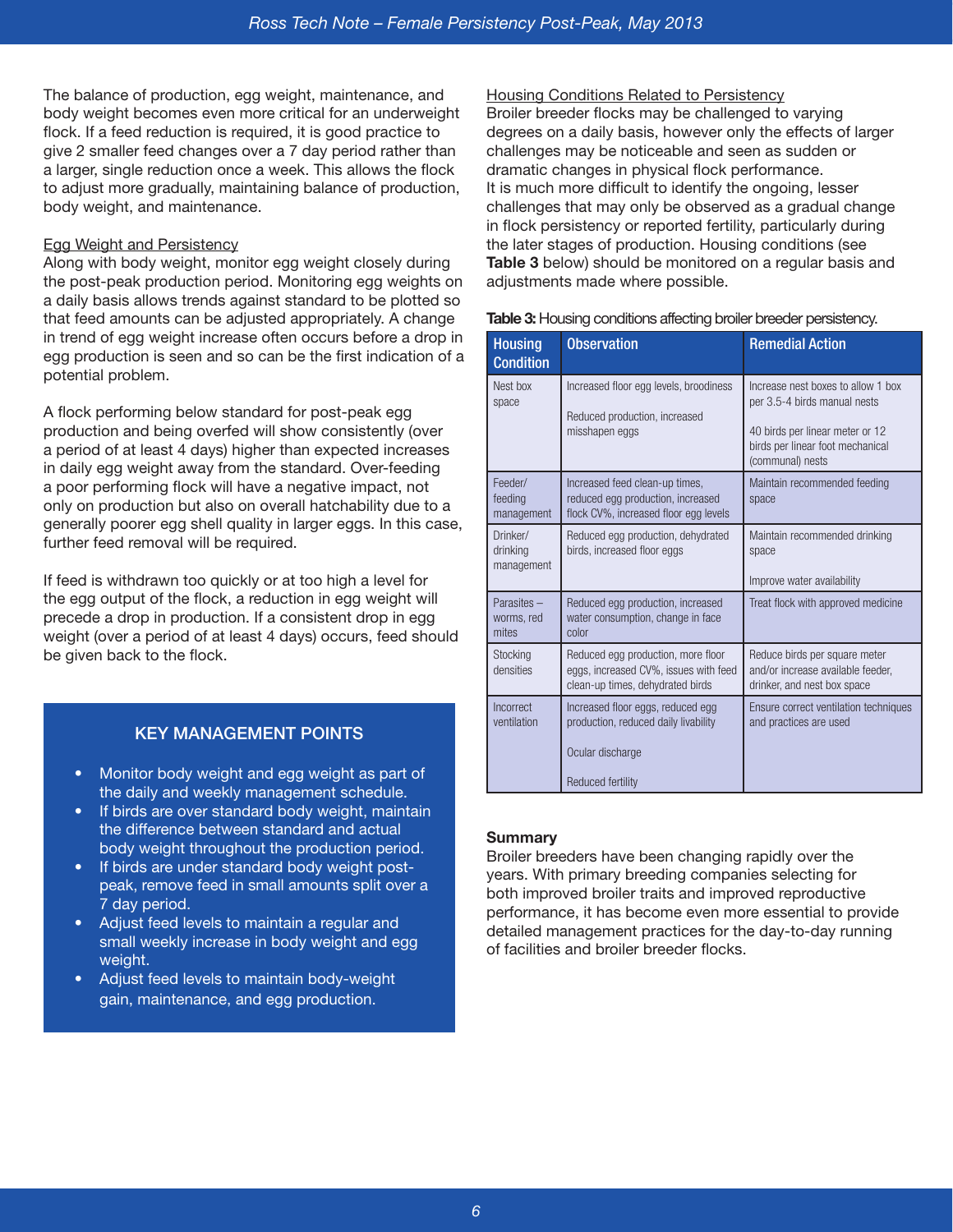The balance of production, egg weight, maintenance, and body weight becomes even more critical for an underweight flock. If a feed reduction is required, it is good practice to give 2 smaller feed changes over a 7 day period rather than a larger, single reduction once a week. This allows the flock to adjust more gradually, maintaining balance of production, body weight, and maintenance.

Egg Weight and Persistency

Along with body weight, monitor egg weight closely during the post-peak production period. Monitoring egg weights on a daily basis allows trends against standard to be plotted so that feed amounts can be adjusted appropriately. A change in trend of egg weight increase often occurs before a drop in egg production is seen and so can be the first indication of a potential problem.

A flock performing below standard for post-peak egg production and being overfed will show consistently (over a period of at least 4 days) higher than expected increases in daily egg weight away from the standard. Over-feeding a poor performing flock will have a negative impact, not only on production but also on overall hatchability due to a generally poorer egg shell quality in larger eggs. In this case, further feed removal will be required.

If feed is withdrawn too quickly or at too high a level for the egg output of the flock, a reduction in egg weight will precede a drop in production. If a consistent drop in egg weight (over a period of at least 4 days) occurs, feed should be given back to the flock.

### KEY MANAGEMENT POINTS

- Monitor body weight and egg weight as part of the daily and weekly management schedule.
- If birds are over standard body weight, maintain the difference between standard and actual body weight throughout the production period.
- If birds are under standard body weight post-peak, remove feed in small amounts split over a 7 day period.
- Adjust feed levels to maintain a regular and small weekly increase in body weight and egg weight.
- Adjust feed levels to maintain body-weight gain, maintenance, and egg production.

Housing Conditions Related to Persistency

Broiler breeder flocks may be challenged to varying degrees on a daily basis, however only the effects of larger challenges may be noticeable and seen as sudden or dramatic changes in physical flock performance. It is much more difficult to identify the ongoing, lesser challenges that may only be observed as a gradual change in flock persistency or reported fertility, particularly during the later stages of production. Housing conditions (see **Table 3** below) should be monitored on a regular basis and adjustments made where possible.

**Table 3:** Housing conditions affecting broiler breeder persistency.

| Housing Condition | Observation | Remedial Action |
|---|---|---|
| Nest box space | Increased floor egg levels, broodiness<br><br>Reduced production, increased misshapen eggs | Increase nest boxes to allow 1 box per 3.5-4 birds manual nests<br><br>40 birds per linear meter or 12 birds per linear foot mechanical (communal) nests |
| Feeder/ feeding management | Increased feed clean-up times, reduced egg production, increased flock CV%, increased floor egg levels | Maintain recommended feeding space |
| Drinker/ drinking management | Reduced egg production, dehydrated birds, increased floor eggs | Maintain recommended drinking space<br><br>Improve water availability |
| Parasites – worms, red mites | Reduced egg production, increased water consumption, change in face color | Treat flock with approved medicine |
| Stocking densities | Reduced egg production, more floor eggs, increased CV%, issues with feed clean-up times, dehydrated birds | Reduce birds per square meter and/or increase available feeder, drinker, and nest box space |
| Incorrect ventilation | Increased floor eggs, reduced egg production, reduced daily livability<br><br>Ocular discharge<br><br>Reduced fertility | Ensure correct ventilation techniques and practices are used |

**Summary**

Broiler breeders have been changing rapidly over the years. With primary breeding companies selecting for both improved broiler traits and improved reproductive performance, it has become even more essential to provide detailed management practices for the day-to-day running of facilities and broiler breeder flocks.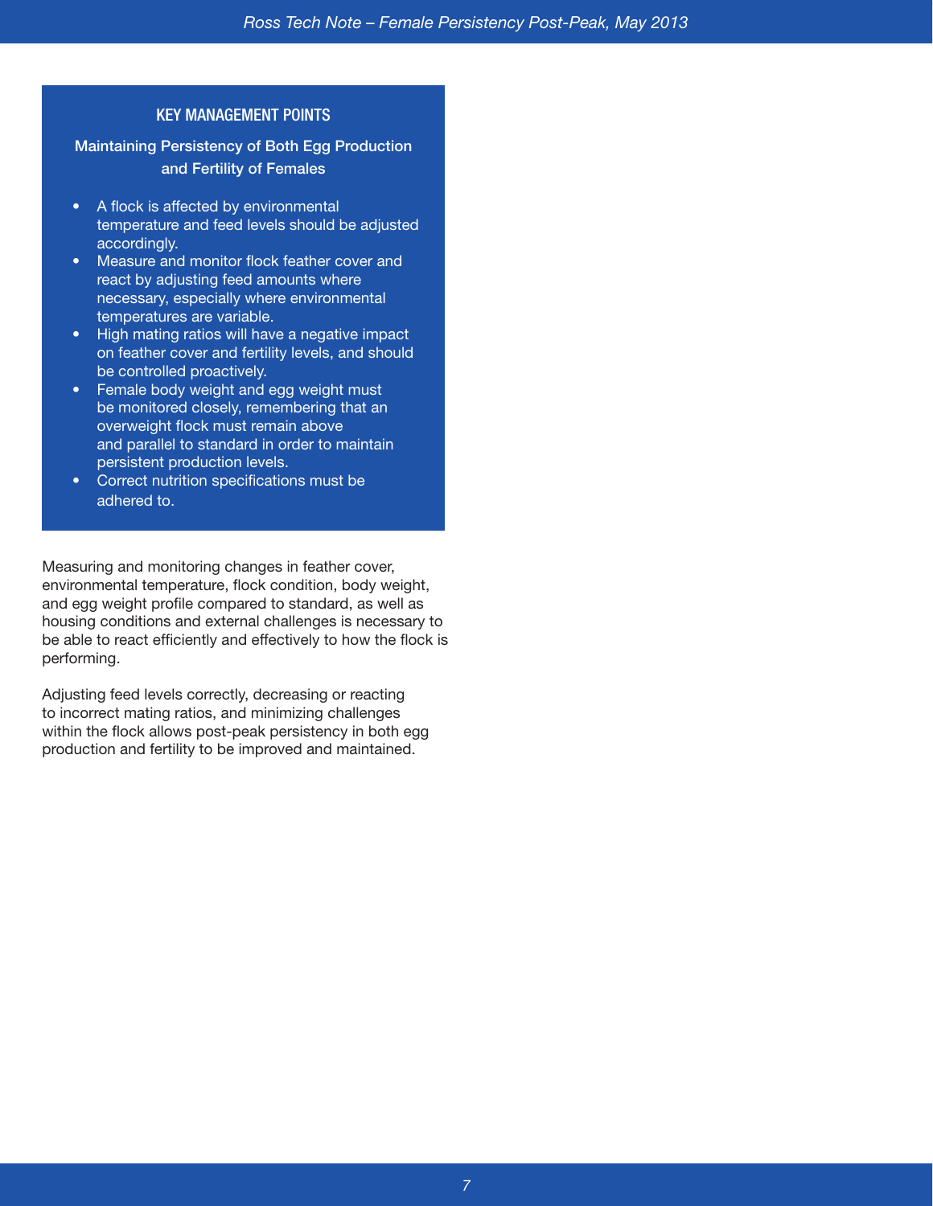## KEY MANAGEMENT POINTS

### Maintaining Persistency of Both Egg Production and Fertility of Females

- A flock is affected by environmental temperature and feed levels should be adjusted accordingly.
- Measure and monitor flock feather cover and react by adjusting feed amounts where necessary, especially where environmental temperatures are variable.
- High mating ratios will have a negative impact on feather cover and fertility levels, and should be controlled proactively.
- Female body weight and egg weight must be monitored closely, remembering that an overweight flock must remain above and parallel to standard in order to maintain persistent production levels.
- Correct nutrition specifications must be adhered to.

Measuring and monitoring changes in feather cover, environmental temperature, flock condition, body weight, and egg weight profile compared to standard, as well as housing conditions and external challenges is necessary to be able to react efficiently and effectively to how the flock is performing.

Adjusting feed levels correctly, decreasing or reacting to incorrect mating ratios, and minimizing challenges within the flock allows post-peak persistency in both egg production and fertility to be improved and maintained.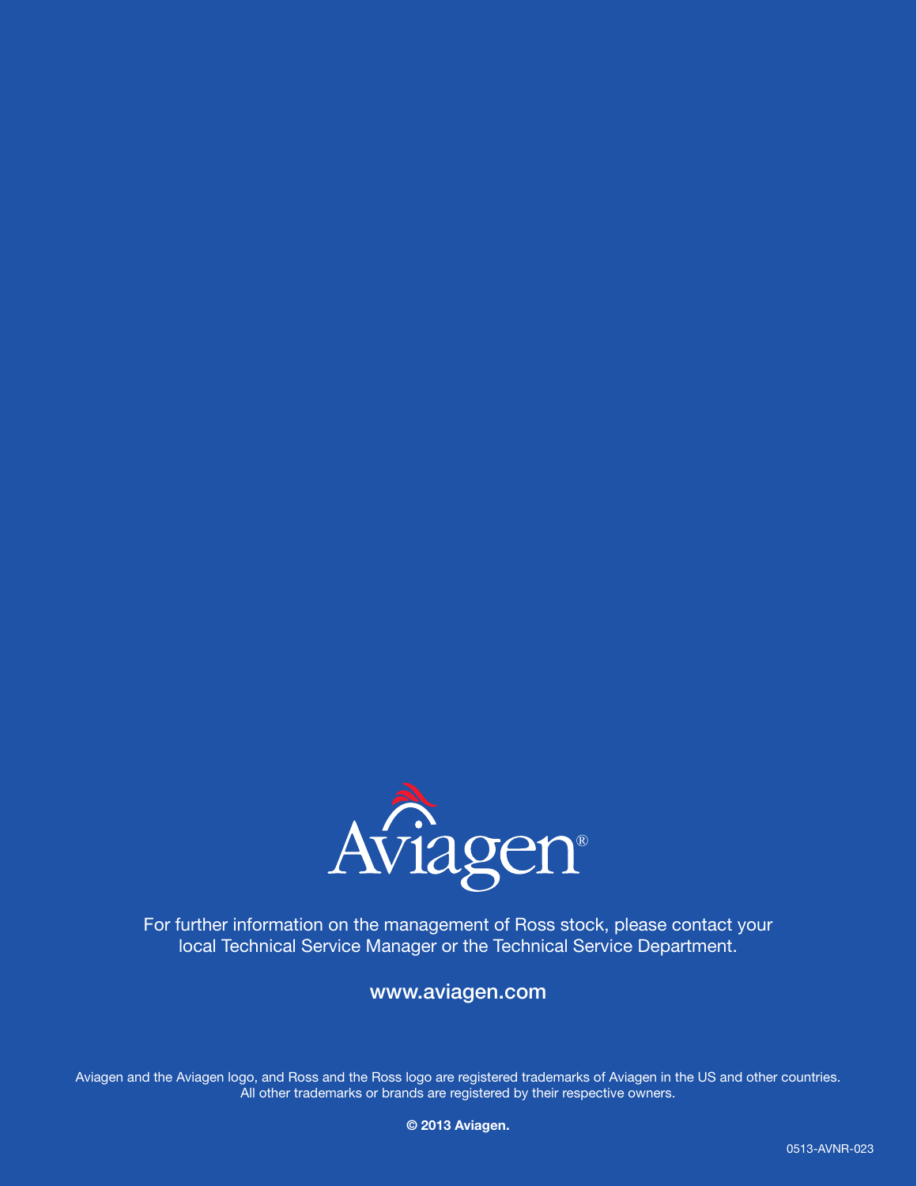Aviagen®

For further information on the management of Ross stock, please contact your local Technical Service Manager or the Technical Service Department.

www.aviagen.com

Aviagen and the Aviagen logo, and Ross and the Ross logo are registered trademarks of Aviagen in the US and other countries. All other trademarks or brands are registered by their respective owners.

**© 2013 Aviagen.**

0513-AVNR-023